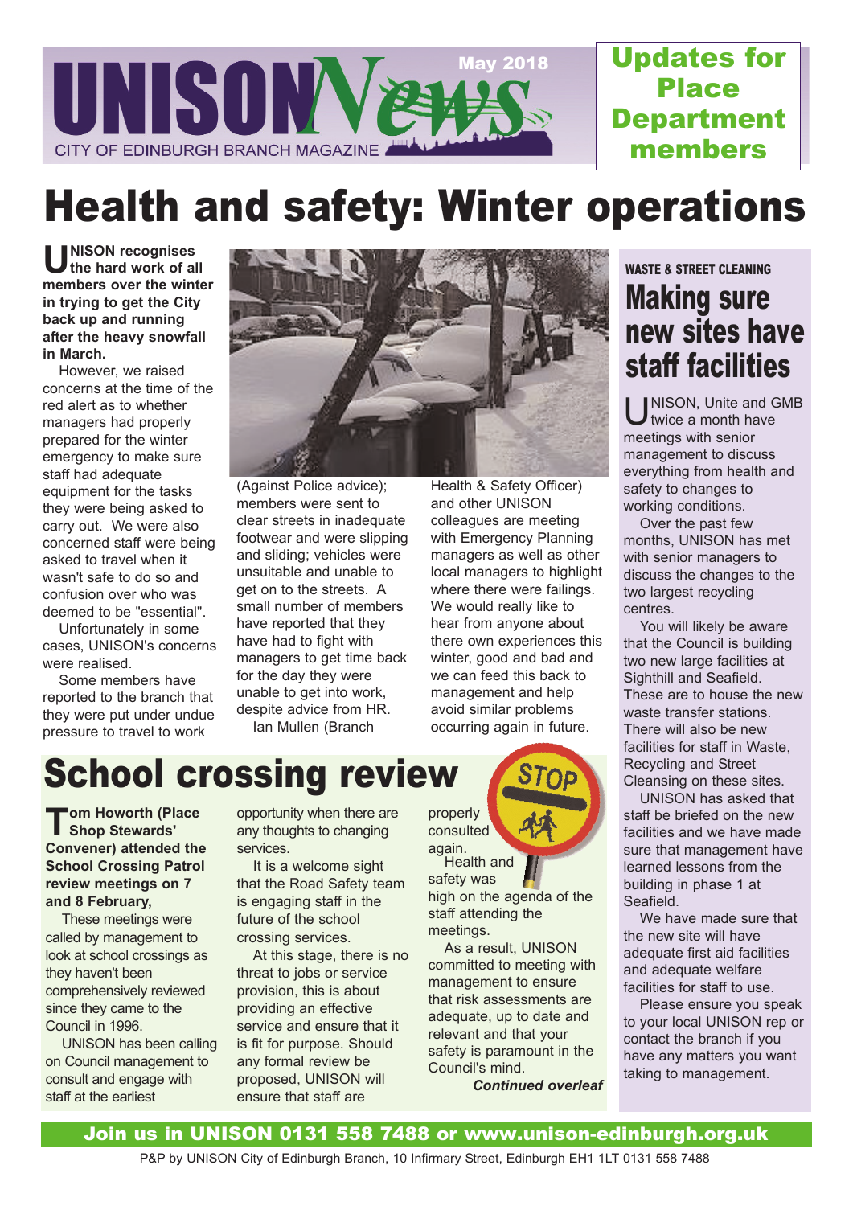# UNISON News

CITY OF EDINBURGH BRANCH MAGAZINE

May 2018

**Updates for Place Department members**

# Health and safety: Winter operations

**UNISON recognises the hard work of all members over the winter in trying to get the City back up and running after the heavy snowfall in March.**

However, we raised concerns at the time of the red alert as to whether managers had properly prepared for the winter emergency to make sure staff had adequate equipment for the tasks they were being asked to carry out. We were also concerned staff were being asked to travel when it wasn't safe to do so and confusion over who was deemed to be "essential".

Unfortunately in some cases, UNISON's concerns were realised.

Some members have reported to the branch that they were put under undue pressure to travel to work (Against Police advice); members were sent to clear streets in inadequate footwear and were slipping and sliding; vehicles were unsuitable and unable to get on to the streets. A small number of members have reported that they have had to fight with managers to get time back for the day they were unable to get into work, despite advice from HR.

Ian Mullen (Branch Health & Safety Officer) and other UNISON colleagues are meeting with Emergency Planning managers as well as other local managers to highlight where there were failings. We would really like to hear from anyone about there own experiences this winter, good and bad and we can feed this back to management and help avoid similar problems occurring again in future.

# School crossing review

**Tom Howorth (Place Shop Stewards' Convener) attended the School Crossing Patrol review meetings on 7 and 8 February,**

These meetings were called by management to look at school crossings as they haven't been comprehensively reviewed since they came to the Council in 1996.

UNISON has been calling on Council management to consult and engage with staff at the earliest opportunity when there are any thoughts to changing services.

It is a welcome sight that the Road Safety team is engaging staff in the future of the school crossing services.

At this stage, there is no threat to jobs or service provision, this is about providing an effective service and ensure that it is fit for purpose. Should any formal review be proposed, UNISON will ensure that staff are properly consulted again.

Health and safety was high on the agenda of the staff attending the meetings.

As a result, UNISON committed to meeting with management to ensure that risk assessments are adequate, up to date and relevant and that your safety is paramount in the Council's mind.

***Continued overleaf***

WASTE & STREET CLEANING

## Making sure new sites have staff facilities

UNISON, Unite and GMB twice a month have meetings with senior management to discuss everything from health and safety to changes to working conditions.

Over the past few months, UNISON has met with senior managers to discuss the changes to the two largest recycling centres.

You will likely be aware that the Council is building two new large facilities at Sighthill and Seafield. These are to house the new waste transfer stations. There will also be new facilities for staff in Waste, Recycling and Street Cleansing on these sites.

UNISON has asked that staff be briefed on the new facilities and we have made sure that management have learned lessons from the building in phase 1 at Seafield.

We have made sure that the new site will have adequate first aid facilities and adequate welfare facilities for staff to use.

Please ensure you speak to your local UNISON rep or contact the branch if you have any matters you want taking to management.

**Join us in UNISON 0131 558 7488 or www.unison-edinburgh.org.uk**

P&P by UNISON City of Edinburgh Branch, 10 Infirmary Street, Edinburgh EH1 1LT 0131 558 7488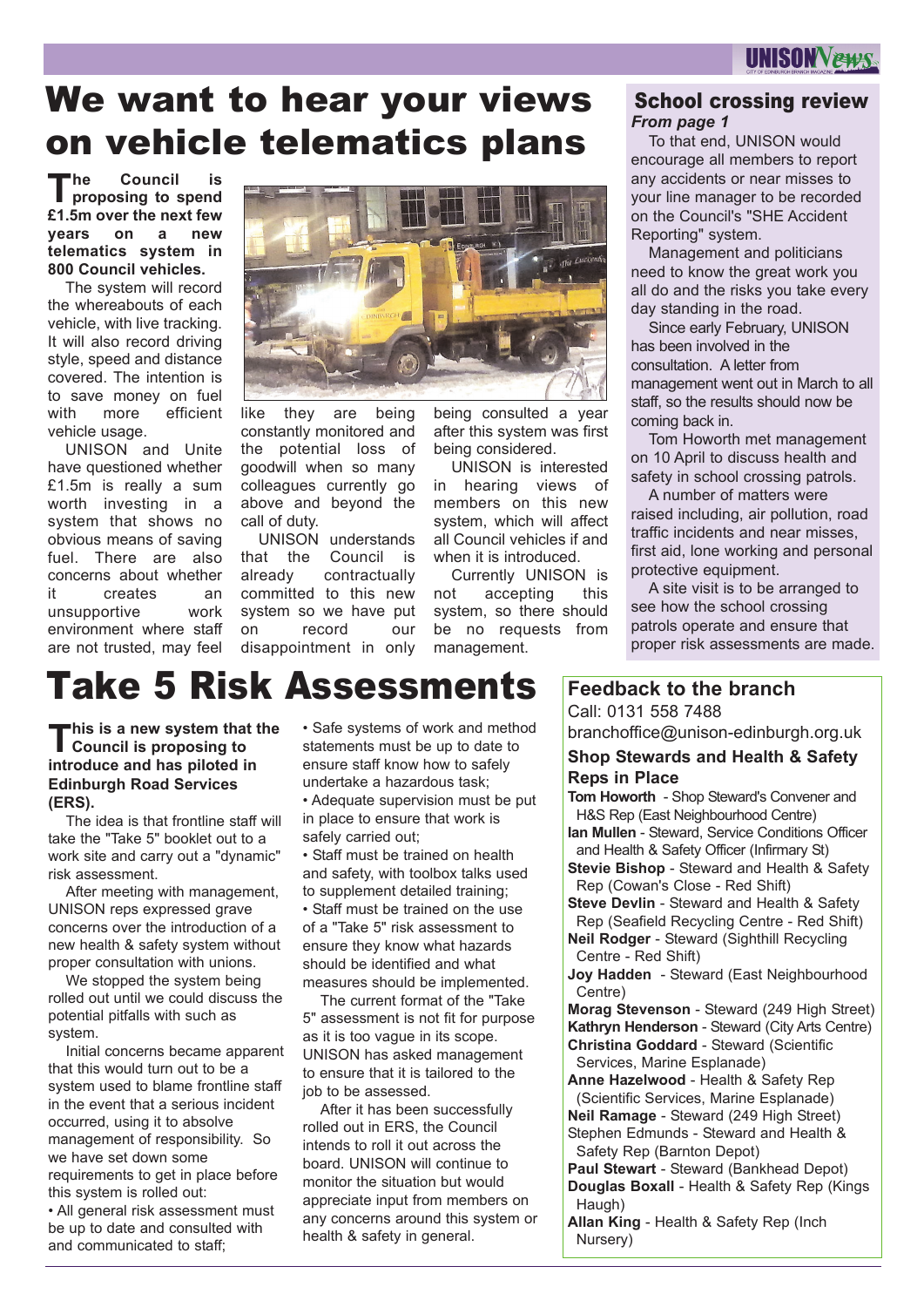# We want to hear your views on vehicle telematics plans

**The Council is proposing to spend £1.5m over the next few years on a new telematics system in 800 Council vehicles.**

The system will record the whereabouts of each vehicle, with live tracking. It will also record driving style, speed and distance covered. The intention is to save money on fuel with more efficient vehicle usage.

UNISON and Unite have questioned whether £1.5m is really a sum worth investing in a system that shows no obvious means of saving fuel. There are also concerns about whether it creates an unsupportive work environment where staff are not trusted, may feel like they are being constantly monitored and the potential loss of goodwill when so many colleagues currently go above and beyond the call of duty.

UNISON understands that the Council is already contractually committed to this new system so we have put on record our disappointment in only being consulted a year after this system was first being considered.

UNISON is interested in hearing views of members on this new system, which will affect all Council vehicles if and when it is introduced.

Currently UNISON is not accepting this system, so there should be no requests from management.

## School crossing review

*From page 1*

To that end, UNISON would encourage all members to report any accidents or near misses to your line manager to be recorded on the Council's "SHE Accident Reporting" system.

Management and politicians need to know the great work you all do and the risks you take every day standing in the road.

Since early February, UNISON has been involved in the consultation. A letter from management went out in March to all staff, so the results should now be coming back in.

Tom Howorth met management on 10 April to discuss health and safety in school crossing patrols.

A number of matters were raised including, air pollution, road traffic incidents and near misses, first aid, lone working and personal protective equipment.

A site visit is to be arranged to see how the school crossing patrols operate and ensure that proper risk assessments are made.

# Take 5 Risk Assessments

**This is a new system that the Council is proposing to introduce and has piloted in Edinburgh Road Services (ERS).**

The idea is that frontline staff will take the "Take 5" booklet out to a work site and carry out a "dynamic" risk assessment.

After meeting with management, UNISON reps expressed grave concerns over the introduction of a new health & safety system without proper consultation with unions.

We stopped the system being rolled out until we could discuss the potential pitfalls with such as system.

Initial concerns became apparent that this would turn out to be a system used to blame frontline staff in the event that a serious incident occurred, using it to absolve management of responsibility. So we have set down some requirements to get in place before this system is rolled out:

- All general risk assessment must be up to date and consulted with and communicated to staff;
- Safe systems of work and method statements must be up to date to ensure staff know how to safely undertake a hazardous task;
- Adequate supervision must be put in place to ensure that work is safely carried out;
- Staff must be trained on health and safety, with toolbox talks used to supplement detailed training;
- Staff must be trained on the use of a "Take 5" risk assessment to ensure they know what hazards should be identified and what measures should be implemented.

The current format of the "Take 5" assessment is not fit for purpose as it is too vague in its scope. UNISON has asked management to ensure that it is tailored to the job to be assessed.

After it has been successfully rolled out in ERS, the Council intends to roll it out across the board. UNISON will continue to monitor the situation but would appreciate input from members on any concerns around this system or health & safety in general.

## Feedback to the branch

Call: 0131 558 7488

branchoffice@unison-edinburgh.org.uk

### Shop Stewards and Health & Safety Reps in Place

**Tom Howorth** - Shop Steward's Convener and H&S Rep (East Neighbourhood Centre)

**Ian Mullen** - Steward, Service Conditions Officer and Health & Safety Officer (Infirmary St)

**Stevie Bishop** - Steward and Health & Safety Rep (Cowan's Close - Red Shift)

**Steve Devlin** - Steward and Health & Safety Rep (Seafield Recycling Centre - Red Shift)

**Neil Rodger** - Steward (Sighthill Recycling Centre - Red Shift)

**Joy Hadden** - Steward (East Neighbourhood Centre)

**Morag Stevenson** - Steward (249 High Street)

**Kathryn Henderson** - Steward (City Arts Centre)

**Christina Goddard** - Steward (Scientific Services, Marine Esplanade)

**Anne Hazelwood** - Health & Safety Rep (Scientific Services, Marine Esplanade)

**Neil Ramage** - Steward (249 High Street)

Stephen Edmunds - Steward and Health & Safety Rep (Barnton Depot)

**Paul Stewart** - Steward (Bankhead Depot)

**Douglas Boxall** - Health & Safety Rep (Kings Haugh)

**Allan King** - Health & Safety Rep (Inch Nursery)